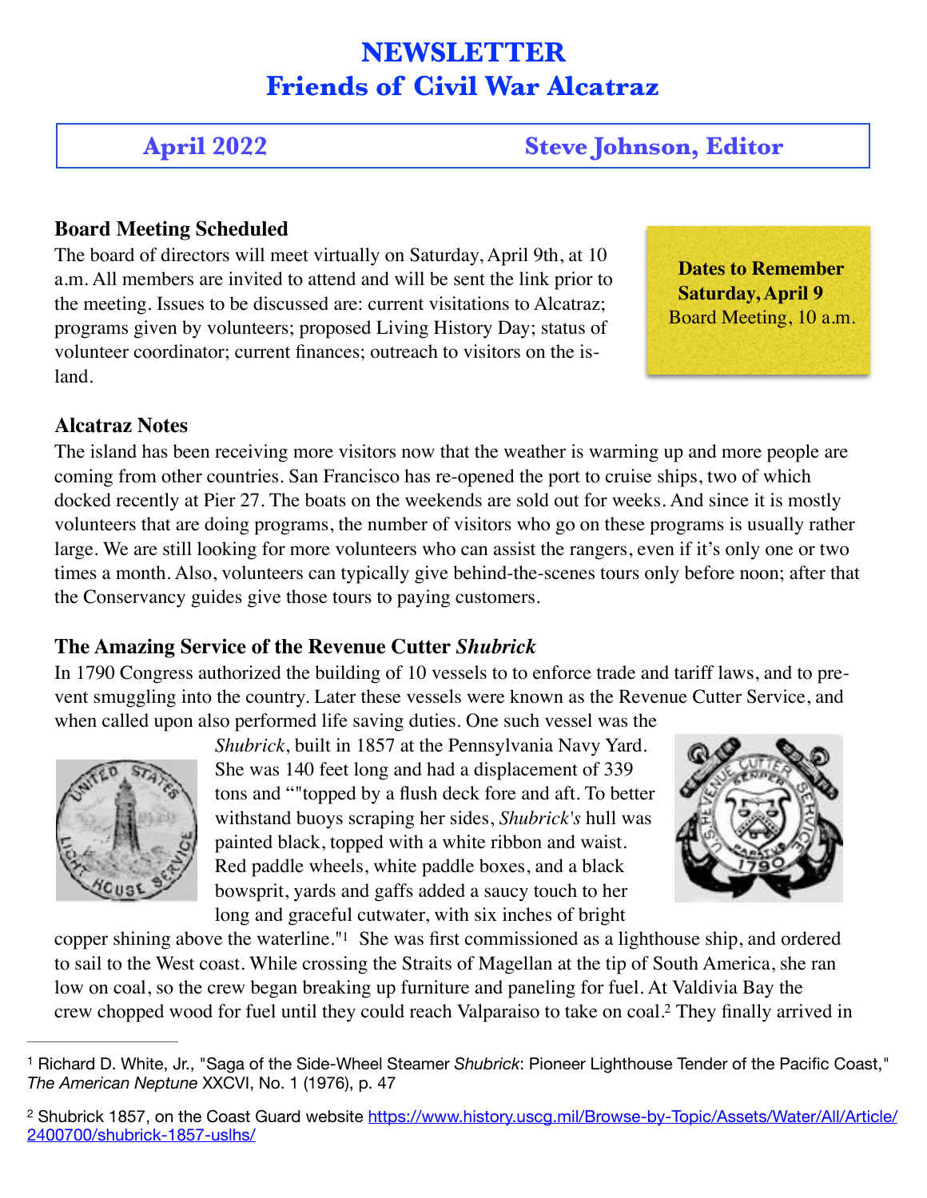# NEWSLETTER
# Friends of Civil War Alcatraz

**April 2022** **Steve Johnson, Editor**

### Board Meeting Scheduled

The board of directors will meet virtually on Saturday, April 9th, at 10 a.m. All members are invited to attend and will be sent the link prior to the meeting. Issues to be discussed are: current visitations to Alcatraz; programs given by volunteers; proposed Living History Day; status of volunteer coordinator; current finances; outreach to visitors on the island.

**Dates to Remember**
**Saturday, April 9**
Board Meeting, 10 a.m.

### Alcatraz Notes

The island has been receiving more visitors now that the weather is warming up and more people are coming from other countries. San Francisco has re-opened the port to cruise ships, two of which docked recently at Pier 27. The boats on the weekends are sold out for weeks. And since it is mostly volunteers that are doing programs, the number of visitors who go on these programs is usually rather large. We are still looking for more volunteers who can assist the rangers, even if it's only one or two times a month. Also, volunteers can typically give behind-the-scenes tours only before noon; after that the Conservancy guides give those tours to paying customers.

### The Amazing Service of the Revenue Cutter *Shubrick*

In 1790 Congress authorized the building of 10 vessels to to enforce trade and tariff laws, and to prevent smuggling into the country. Later these vessels were known as the Revenue Cutter Service, and when called upon also performed life saving duties. One such vessel was the *Shubrick*, built in 1857 at the Pennsylvania Navy Yard. She was 140 feet long and had a displacement of 339 tons and ""topped by a flush deck fore and aft. To better withstand buoys scraping her sides, *Shubrick's* hull was painted black, topped with a white ribbon and waist. Red paddle wheels, white paddle boxes, and a black bowsprit, yards and gaffs added a saucy touch to her long and graceful cutwater, with six inches of bright copper shining above the waterline."[1] She was first commissioned as a lighthouse ship, and ordered to sail to the West coast. While crossing the Straits of Magellan at the tip of South America, she ran low on coal, so the crew began breaking up furniture and paneling for fuel. At Valdivia Bay the crew chopped wood for fuel until they could reach Valparaiso to take on coal.[2] They finally arrived in

---

[1] Richard D. White, Jr., "Saga of the Side-Wheel Steamer *Shubrick*: Pioneer Lighthouse Tender of the Pacific Coast," *The American Neptune* XXCVI, No. 1 (1976), p. 47

[2] Shubrick 1857, on the Coast Guard website https://www.history.uscg.mil/Browse-by-Topic/Assets/Water/All/Article/2400700/shubrick-1857-uslhs/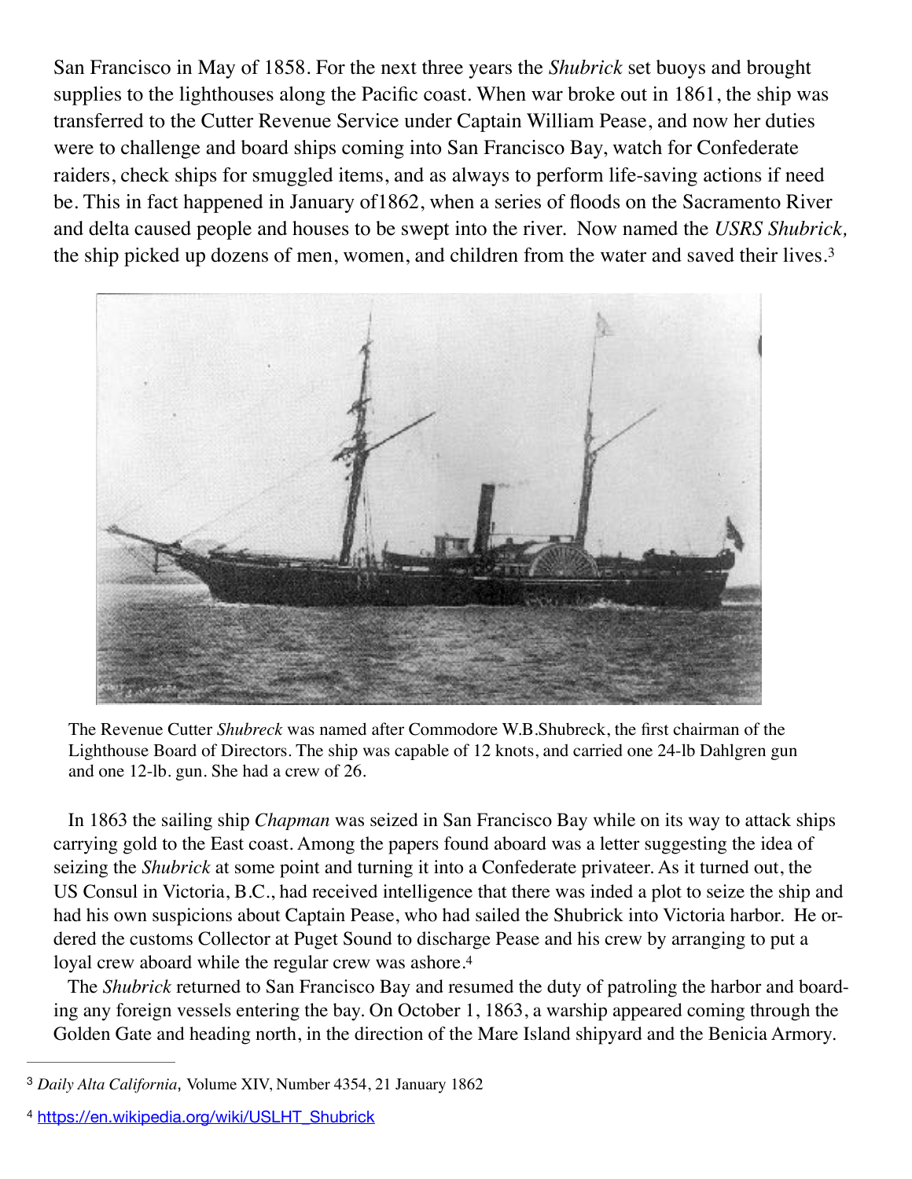San Francisco in May of 1858. For the next three years the *Shubrick* set buoys and brought supplies to the lighthouses along the Pacific coast. When war broke out in 1861, the ship was transferred to the Cutter Revenue Service under Captain William Pease, and now her duties were to challenge and board ships coming into San Francisco Bay, watch for Confederate raiders, check ships for smuggled items, and as always to perform life-saving actions if need be. This in fact happened in January of1862, when a series of floods on the Sacramento River and delta caused people and houses to be swept into the river. Now named the *USRS Shubrick,* the ship picked up dozens of men, women, and children from the water and saved their lives.[3]

The Revenue Cutter *Shubreck* was named after Commodore W.B.Shubreck, the first chairman of the Lighthouse Board of Directors. The ship was capable of 12 knots, and carried one 24-lb Dahlgren gun and one 12-lb. gun. She had a crew of 26.

In 1863 the sailing ship *Chapman* was seized in San Francisco Bay while on its way to attack ships carrying gold to the East coast. Among the papers found aboard was a letter suggesting the idea of seizing the *Shubrick* at some point and turning it into a Confederate privateer. As it turned out, the US Consul in Victoria, B.C., had received intelligence that there was inded a plot to seize the ship and had his own suspicions about Captain Pease, who had sailed the Shubrick into Victoria harbor. He ordered the customs Collector at Puget Sound to discharge Pease and his crew by arranging to put a loyal crew aboard while the regular crew was ashore.[4]

The *Shubrick* returned to San Francisco Bay and resumed the duty of patroling the harbor and boarding any foreign vessels entering the bay. On October 1, 1863, a warship appeared coming through the Golden Gate and heading north, in the direction of the Mare Island shipyard and the Benicia Armory.

---

[3] *Daily Alta California,* Volume XIV, Number 4354, 21 January 1862

[4] https://en.wikipedia.org/wiki/USLHT_Shubrick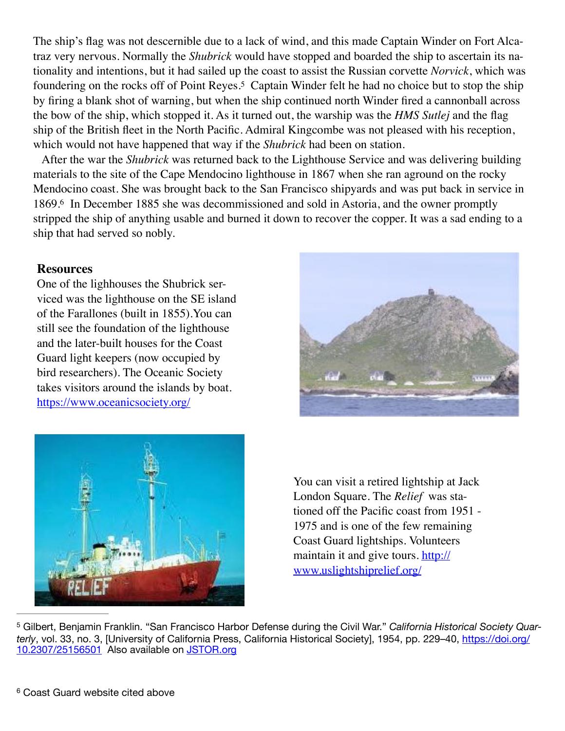The ship's flag was not descernible due to a lack of wind, and this made Captain Winder on Fort Alcatraz very nervous. Normally the *Shubrick* would have stopped and boarded the ship to ascertain its nationality and intentions, but it had sailed up the coast to assist the Russian corvette *Norvick*, which was foundering on the rocks off of Point Reyes.[5] Captain Winder felt he had no choice but to stop the ship by firing a blank shot of warning, but when the ship continued north Winder fired a cannonball across the bow of the ship, which stopped it. As it turned out, the warship was the *HMS Sutlej* and the flag ship of the British fleet in the North Pacific. Admiral Kingcombe was not pleased with his reception, which would not have happened that way if the *Shubrick* had been on station.

After the war the *Shubrick* was returned back to the Lighthouse Service and was delivering building materials to the site of the Cape Mendocino lighthouse in 1867 when she ran aground on the rocky Mendocino coast. She was brought back to the San Francisco shipyards and was put back in service in 1869.[6] In December 1885 she was decommissioned and sold in Astoria, and the owner promptly stripped the ship of anything usable and burned it down to recover the copper. It was a sad ending to a ship that had served so nobly.

**Resources**

One of the lighhouses the Shubrick serviced was the lighthouse on the SE island of the Farallones (built in 1855).You can still see the foundation of the lighthouse and the later-built houses for the Coast Guard light keepers (now occupied by bird researchers). The Oceanic Society takes visitors around the islands by boat. https://www.oceanicsociety.org/

You can visit a retired lightship at Jack London Square. The *Relief* was stationed off the Pacific coast from 1951 - 1975 and is one of the few remaining Coast Guard lightships. Volunteers maintain it and give tours. http://www.uslightshiprelief.org/

---

[5] Gilbert, Benjamin Franklin. "San Francisco Harbor Defense during the Civil War." *California Historical Society Quarterly*, vol. 33, no. 3, [University of California Press, California Historical Society], 1954, pp. 229–40, https://doi.org/10.2307/25156501 Also available on JSTOR.org

[6] Coast Guard website cited above